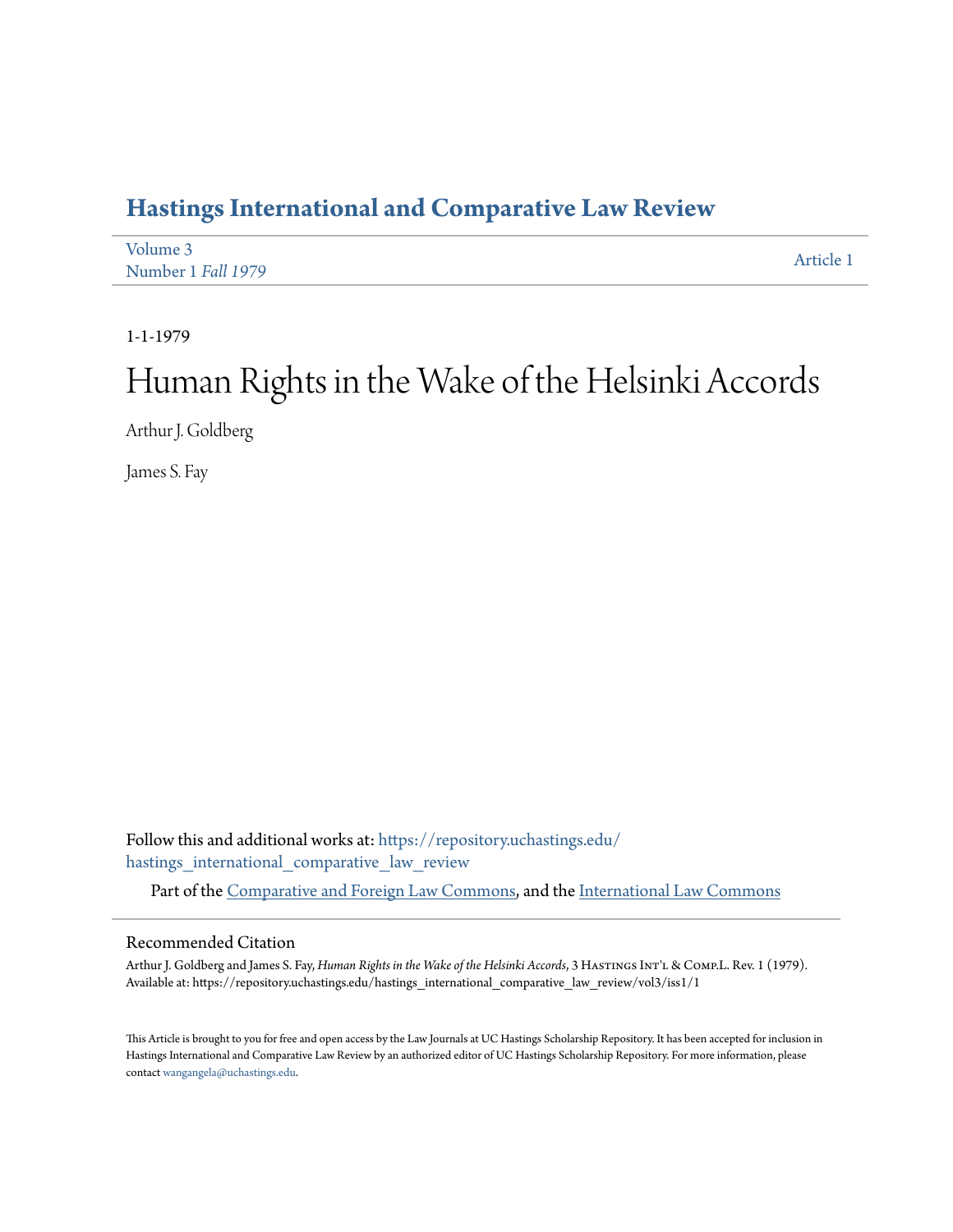# Hastings International and Comparative Law Review

Volume 3
Number 1 *Fall 1979*

Article 1

1-1-1979

# Human Rights in the Wake of the Helsinki Accords

Arthur J. Goldberg

James S. Fay

Follow this and additional works at: https://repository.uchastings.edu/hastings_international_comparative_law_review

Part of the Comparative and Foreign Law Commons, and the International Law Commons

## Recommended Citation

Arthur J. Goldberg and James S. Fay, *Human Rights in the Wake of the Helsinki Accords*, 3 Hastings Int'l & Comp.L. Rev. 1 (1979).
Available at: https://repository.uchastings.edu/hastings_international_comparative_law_review/vol3/iss1/1

This Article is brought to you for free and open access by the Law Journals at UC Hastings Scholarship Repository. It has been accepted for inclusion in Hastings International and Comparative Law Review by an authorized editor of UC Hastings Scholarship Repository. For more information, please contact wangangela@uchastings.edu.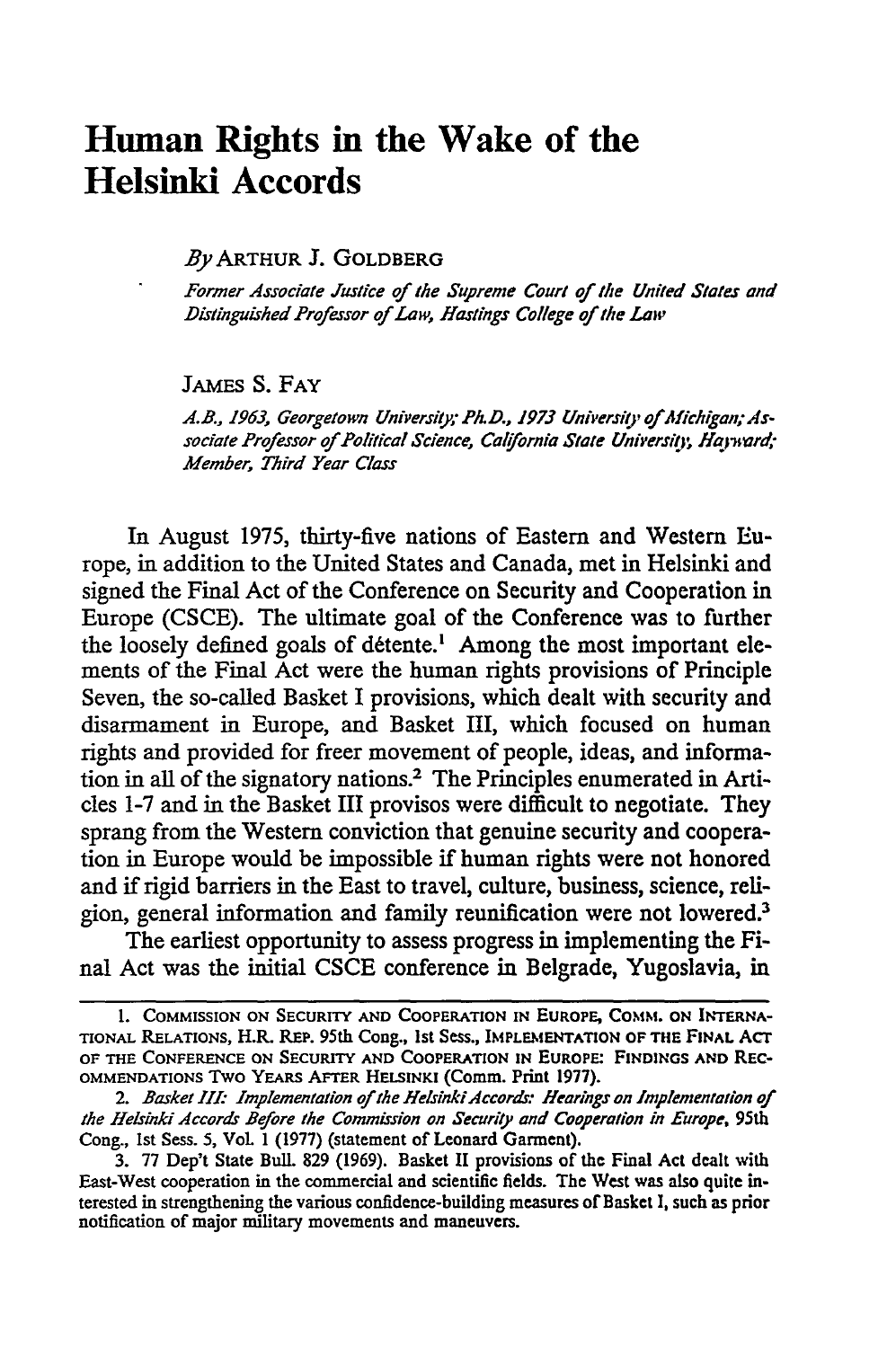# Human Rights in the Wake of the Helsinki Accords

*By* ARTHUR J. GOLDBERG

*Former Associate Justice of the Supreme Court of the United States and Distinguished Professor of Law, Hastings College of the Law*

JAMES S. FAY

*A.B., 1963, Georgetown University; Ph.D., 1973 University of Michigan; Associate Professor of Political Science, California State University, Hayward; Member, Third Year Class*

In August 1975, thirty-five nations of Eastern and Western Europe, in addition to the United States and Canada, met in Helsinki and signed the Final Act of the Conference on Security and Cooperation in Europe (CSCE). The ultimate goal of the Conference was to further the loosely defined goals of détente.[1] Among the most important elements of the Final Act were the human rights provisions of Principle Seven, the so-called Basket I provisions, which dealt with security and disarmament in Europe, and Basket III, which focused on human rights and provided for freer movement of people, ideas, and information in all of the signatory nations.[2] The Principles enumerated in Articles 1-7 and in the Basket III provisos were difficult to negotiate. They sprang from the Western conviction that genuine security and cooperation in Europe would be impossible if human rights were not honored and if rigid barriers in the East to travel, culture, business, science, religion, general information and family reunification were not lowered.[3]

The earliest opportunity to assess progress in implementing the Final Act was the initial CSCE conference in Belgrade, Yugoslavia, in

---

1. COMMISSION ON SECURITY AND COOPERATION IN EUROPE, COMM. ON INTERNATIONAL RELATIONS, H.R. REP. 95th Cong., 1st Sess., IMPLEMENTATION OF THE FINAL ACT OF THE CONFERENCE ON SECURITY AND COOPERATION IN EUROPE: FINDINGS AND RECOMMENDATIONS TWO YEARS AFTER HELSINKI (Comm. Print 1977).

2. *Basket III: Implementation of the Helsinki Accords: Hearings on Implementation of the Helsinki Accords Before the Commission on Security and Cooperation in Europe*, 95th Cong., 1st Sess. 5, Vol. 1 (1977) (statement of Leonard Garment).

3. 77 Dep't State Bull. 829 (1969). Basket II provisions of the Final Act dealt with East-West cooperation in the commercial and scientific fields. The West was also quite interested in strengthening the various confidence-building measures of Basket I, such as prior notification of major military movements and maneuvers.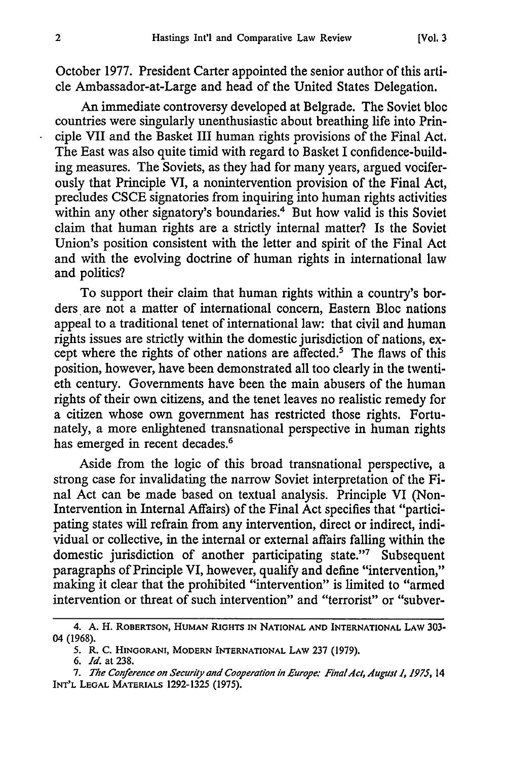October 1977. President Carter appointed the senior author of this article Ambassador-at-Large and head of the United States Delegation.

An immediate controversy developed at Belgrade. The Soviet bloc countries were singularly unenthusiastic about breathing life into Principle VII and the Basket III human rights provisions of the Final Act. The East was also quite timid with regard to Basket I confidence-building measures. The Soviets, as they had for many years, argued vociferously that Principle VI, a nonintervention provision of the Final Act, precludes CSCE signatories from inquiring into human rights activities within any other signatory's boundaries.[4] But how valid is this Soviet claim that human rights are a strictly internal matter? Is the Soviet Union's position consistent with the letter and spirit of the Final Act and with the evolving doctrine of human rights in international law and politics?

To support their claim that human rights within a country's borders are not a matter of international concern, Eastern Bloc nations appeal to a traditional tenet of international law: that civil and human rights issues are strictly within the domestic jurisdiction of nations, except where the rights of other nations are affected.[5] The flaws of this position, however, have been demonstrated all too clearly in the twentieth century. Governments have been the main abusers of the human rights of their own citizens, and the tenet leaves no realistic remedy for a citizen whose own government has restricted those rights. Fortunately, a more enlightened transnational perspective in human rights has emerged in recent decades.[6]

Aside from the logic of this broad transnational perspective, a strong case for invalidating the narrow Soviet interpretation of the Final Act can be made based on textual analysis. Principle VI (Non-Intervention in Internal Affairs) of the Final Act specifies that "participating states will refrain from any intervention, direct or indirect, individual or collective, in the internal or external affairs falling within the domestic jurisdiction of another participating state."[7] Subsequent paragraphs of Principle VI, however, qualify and define "intervention," making it clear that the prohibited "intervention" is limited to "armed intervention or threat of such intervention" and "terrorist" or "subver-

---

4. A. H. Robertson, Human Rights in National and International Law 303-04 (1968).

5. R. C. Hingorani, Modern International Law 237 (1979).

6. *Id.* at 238.

7. *The Conference on Security and Cooperation in Europe: Final Act, August 1, 1975*, 14 Int'l Legal Materials 1292-1325 (1975).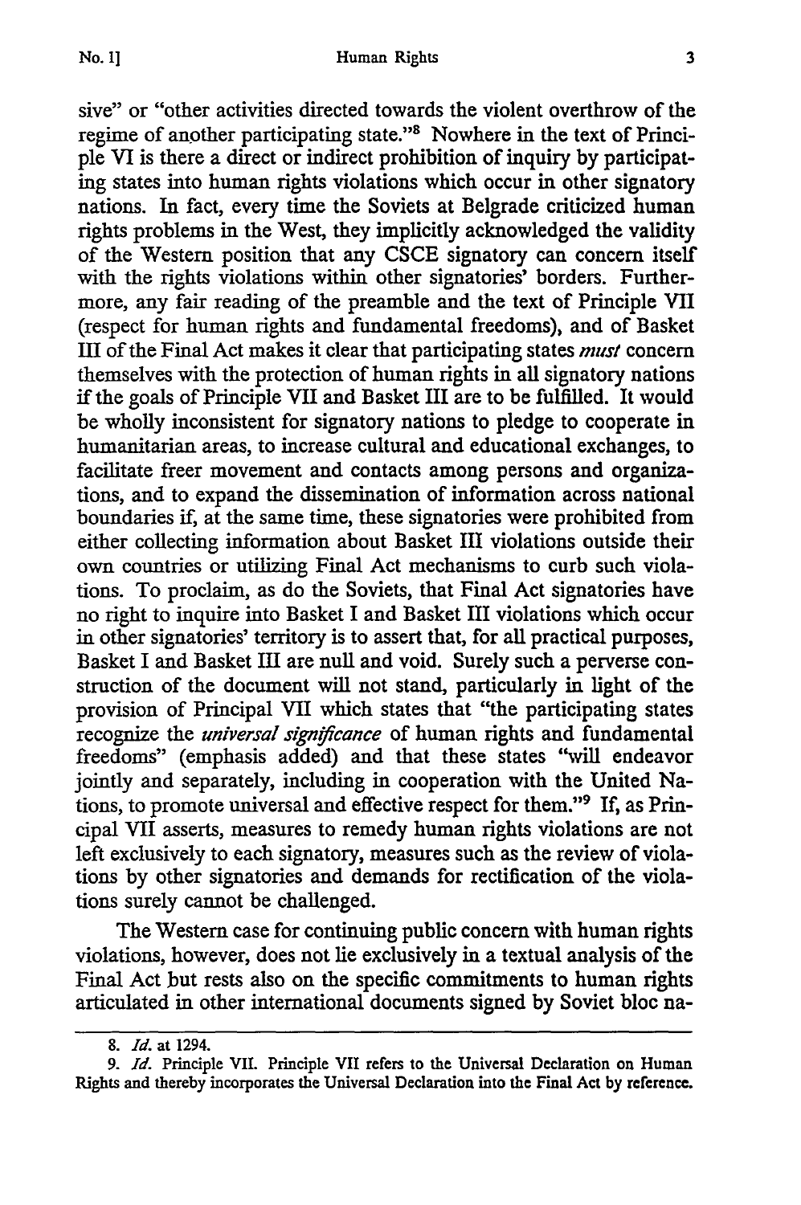sive" or "other activities directed towards the violent overthrow of the regime of another participating state."[8] Nowhere in the text of Principle VI is there a direct or indirect prohibition of inquiry by participating states into human rights violations which occur in other signatory nations. In fact, every time the Soviets at Belgrade criticized human rights problems in the West, they implicitly acknowledged the validity of the Western position that any CSCE signatory can concern itself with the rights violations within other signatories' borders. Furthermore, any fair reading of the preamble and the text of Principle VII (respect for human rights and fundamental freedoms), and of Basket III of the Final Act makes it clear that participating states *must* concern themselves with the protection of human rights in all signatory nations if the goals of Principle VII and Basket III are to be fulfilled. It would be wholly inconsistent for signatory nations to pledge to cooperate in humanitarian areas, to increase cultural and educational exchanges, to facilitate freer movement and contacts among persons and organizations, and to expand the dissemination of information across national boundaries if, at the same time, these signatories were prohibited from either collecting information about Basket III violations outside their own countries or utilizing Final Act mechanisms to curb such violations. To proclaim, as do the Soviets, that Final Act signatories have no right to inquire into Basket I and Basket III violations which occur in other signatories' territory is to assert that, for all practical purposes, Basket I and Basket III are null and void. Surely such a perverse construction of the document will not stand, particularly in light of the provision of Principal VII which states that "the participating states recognize the *universal significance* of human rights and fundamental freedoms" (emphasis added) and that these states "will endeavor jointly and separately, including in cooperation with the United Nations, to promote universal and effective respect for them."[9] If, as Principal VII asserts, measures to remedy human rights violations are not left exclusively to each signatory, measures such as the review of violations by other signatories and demands for rectification of the violations surely cannot be challenged.

The Western case for continuing public concern with human rights violations, however, does not lie exclusively in a textual analysis of the Final Act but rests also on the specific commitments to human rights articulated in other international documents signed by Soviet bloc na-

---

8. *Id.* at 1294.

9. *Id.* Principle VII. Principle VII refers to the Universal Declaration on Human Rights and thereby incorporates the Universal Declaration into the Final Act by reference.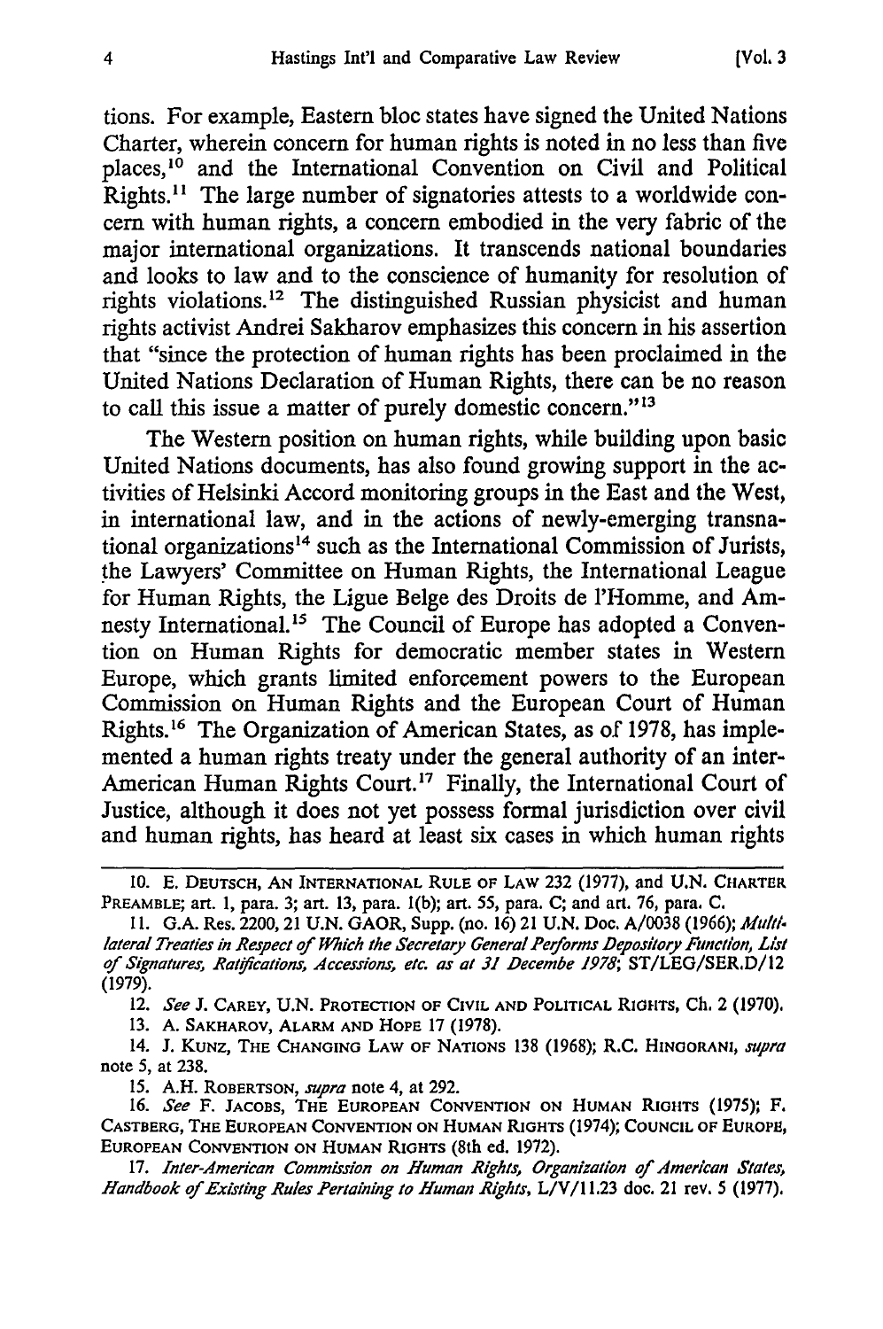tions. For example, Eastern bloc states have signed the United Nations Charter, wherein concern for human rights is noted in no less than five places,[10] and the International Convention on Civil and Political Rights.[11] The large number of signatories attests to a worldwide concern with human rights, a concern embodied in the very fabric of the major international organizations. It transcends national boundaries and looks to law and to the conscience of humanity for resolution of rights violations.[12] The distinguished Russian physicist and human rights activist Andrei Sakharov emphasizes this concern in his assertion that "since the protection of human rights has been proclaimed in the United Nations Declaration of Human Rights, there can be no reason to call this issue a matter of purely domestic concern."[13]

The Western position on human rights, while building upon basic United Nations documents, has also found growing support in the activities of Helsinki Accord monitoring groups in the East and the West, in international law, and in the actions of newly-emerging transnational organizations[14] such as the International Commission of Jurists, the Lawyers' Committee on Human Rights, the International League for Human Rights, the Ligue Belge des Droits de l'Homme, and Amnesty International.[15] The Council of Europe has adopted a Convention on Human Rights for democratic member states in Western Europe, which grants limited enforcement powers to the European Commission on Human Rights and the European Court of Human Rights.[16] The Organization of American States, as of 1978, has implemented a human rights treaty under the general authority of an inter-American Human Rights Court.[17] Finally, the International Court of Justice, although it does not yet possess formal jurisdiction over civil and human rights, has heard at least six cases in which human rights

---

10. E. DEUTSCH, AN INTERNATIONAL RULE OF LAW 232 (1977), and U.N. CHARTER PREAMBLE; art. 1, para. 3; art. 13, para. 1(b); art. 55, para. C; and art. 76, para. C.

11. G.A. Res. 2200, 21 U.N. GAOR, Supp. (no. 16) 21 U.N. Doc. A/0038 (1966); *Multilateral Treaties in Respect of Which the Secretary General Performs Depository Function, List of Signatures, Ratifications, Accessions, etc. as at 31 Decembe 1978*; ST/LEG/SER.D/12 (1979).

12. *See* J. CAREY, U.N. PROTECTION OF CIVIL AND POLITICAL RIGHTS, Ch. 2 (1970).

13. A. SAKHAROV, ALARM AND HOPE 17 (1978).

14. J. KUNZ, THE CHANGING LAW OF NATIONS 138 (1968); R.C. HINGORANI, *supra* note 5, at 238.

15. A.H. ROBERTSON, *supra* note 4, at 292.

16. *See* F. JACOBS, THE EUROPEAN CONVENTION ON HUMAN RIGHTS (1975); F. CASTBERG, THE EUROPEAN CONVENTION ON HUMAN RIGHTS (1974); COUNCIL OF EUROPE, EUROPEAN CONVENTION ON HUMAN RIGHTS (8th ed. 1972).

17. *Inter-American Commission on Human Rights, Organization of American States, Handbook of Existing Rules Pertaining to Human Rights*, L/V/11.23 doc. 21 rev. 5 (1977).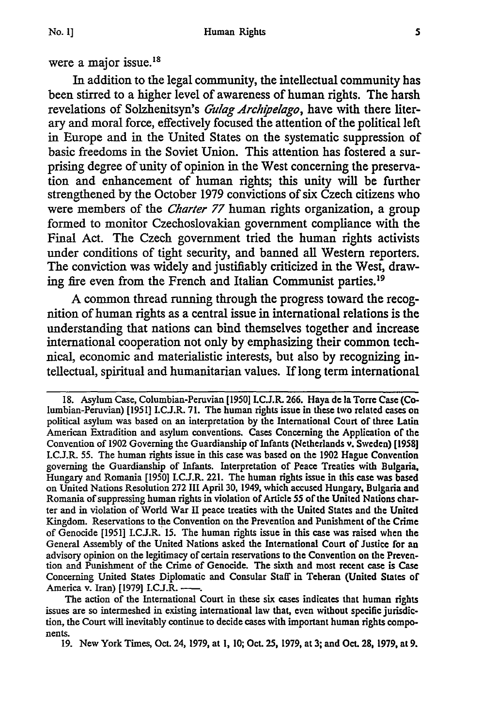were a major issue.[18]

In addition to the legal community, the intellectual community has been stirred to a higher level of awareness of human rights. The harsh revelations of Solzhenitsyn's *Gulag Archipelago*, have with there literary and moral force, effectively focused the attention of the political left in Europe and in the United States on the systematic suppression of basic freedoms in the Soviet Union. This attention has fostered a surprising degree of unity of opinion in the West concerning the preservation and enhancement of human rights; this unity will be further strengthened by the October 1979 convictions of six Czech citizens who were members of the *Charter 77* human rights organization, a group formed to monitor Czechoslovakian government compliance with the Final Act. The Czech government tried the human rights activists under conditions of tight security, and banned all Western reporters. The conviction was widely and justifiably criticized in the West, drawing fire even from the French and Italian Communist parties.[19]

A common thread running through the progress toward the recognition of human rights as a central issue in international relations is the understanding that nations can bind themselves together and increase international cooperation not only by emphasizing their common technical, economic and materialistic interests, but also by recognizing intellectual, spiritual and humanitarian values. If long term international

18. Asylum Case, Columbian-Peruvian [1950] I.C.J.R. 266. Haya de la Torre Case (Columbian-Peruvian) [1951] I.C.J.R. 71. The human rights issue in these two related cases on political asylum was based on an interpretation by the International Court of three Latin American Extradition and asylum conventions. Cases Concerning the Application of the Convention of 1902 Governing the Guardianship of Infants (Netherlands v. Sweden) [1958] I.C.J.R. 55. The human rights issue in this case was based on the 1902 Hague Convention governing the Guardianship of Infants. Interpretation of Peace Treaties with Bulgaria, Hungary and Romania [1950] I.C.J.R. 221. The human rights issue in this case was based on United Nations Resolution 272 III April 30, 1949, which accused Hungary, Bulgaria and Romania of suppressing human rights in violation of Article 55 of the United Nations charter and in violation of World War II peace treaties with the United States and the United Kingdom. Reservations to the Convention on the Prevention and Punishment of the Crime of Genocide [1951] I.C.J.R. 15. The human rights issue in this case was raised when the General Assembly of the United Nations asked the International Court of Justice for an advisory opinion on the legitimacy of certain reservations to the Convention on the Prevention and Punishment of the Crime of Genocide. The sixth and most recent case is Case Concerning United States Diplomatic and Consular Staff in Teheran (United States of America v. Iran) [1979] I.C.J.R. ——.

The action of the International Court in these six cases indicates that human rights issues are so intermeshed in existing international law that, even without specific jurisdiction, the Court will inevitably continue to decide cases with important human rights components.

19. New York Times, Oct. 24, 1979, at 1, 10; Oct. 25, 1979, at 3; and Oct. 28, 1979, at 9.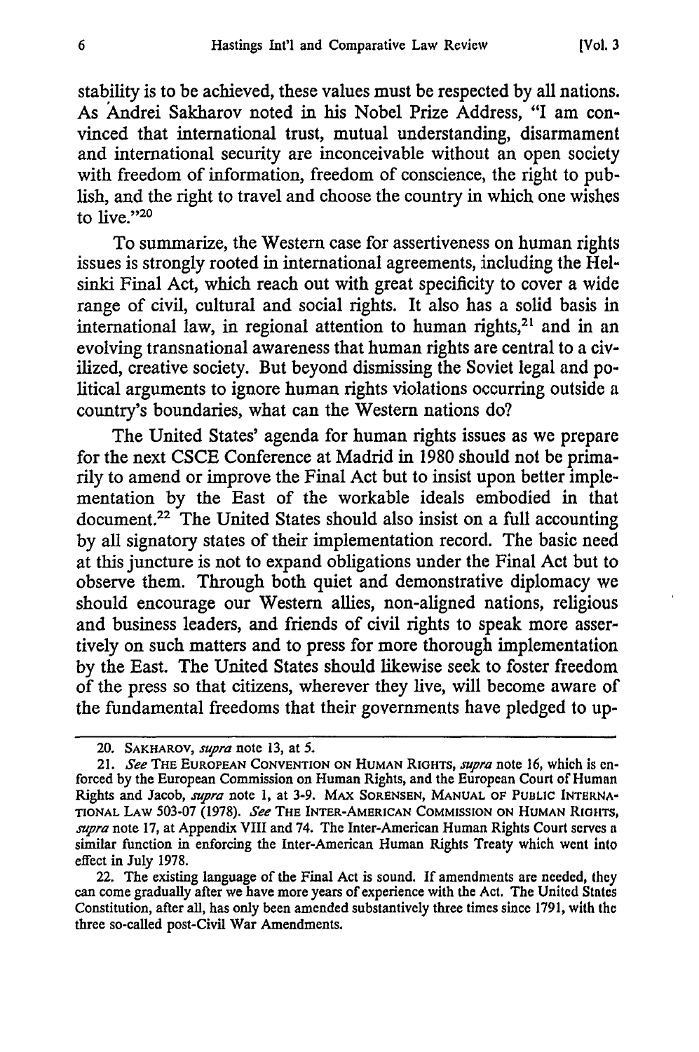stability is to be achieved, these values must be respected by all nations. As Andrei Sakharov noted in his Nobel Prize Address, "I am convinced that international trust, mutual understanding, disarmament and international security are inconceivable without an open society with freedom of information, freedom of conscience, the right to publish, and the right to travel and choose the country in which one wishes to live."[20]

To summarize, the Western case for assertiveness on human rights issues is strongly rooted in international agreements, including the Helsinki Final Act, which reach out with great specificity to cover a wide range of civil, cultural and social rights. It also has a solid basis in international law, in regional attention to human rights,[21] and in an evolving transnational awareness that human rights are central to a civilized, creative society. But beyond dismissing the Soviet legal and political arguments to ignore human rights violations occurring outside a country's boundaries, what can the Western nations do?

The United States' agenda for human rights issues as we prepare for the next CSCE Conference at Madrid in 1980 should not be primarily to amend or improve the Final Act but to insist upon better implementation by the East of the workable ideals embodied in that document.[22] The United States should also insist on a full accounting by all signatory states of their implementation record. The basic need at this juncture is not to expand obligations under the Final Act but to observe them. Through both quiet and demonstrative diplomacy we should encourage our Western allies, non-aligned nations, religious and business leaders, and friends of civil rights to speak more assertively on such matters and to press for more thorough implementation by the East. The United States should likewise seek to foster freedom of the press so that citizens, wherever they live, will become aware of the fundamental freedoms that their governments have pledged to up-

---

20. SAKHAROV, *supra* note 13, at 5.

21. *See* THE EUROPEAN CONVENTION ON HUMAN RIGHTS, *supra* note 16, which is enforced by the European Commission on Human Rights, and the European Court of Human Rights and Jacob, *supra* note 1, at 3-9. MAX SORENSEN, MANUAL OF PUBLIC INTERNATIONAL LAW 503-07 (1978). *See* THE INTER-AMERICAN COMMISSION ON HUMAN RIGHTS, *supra* note 17, at Appendix VIII and 74. The Inter-American Human Rights Court serves a similar function in enforcing the Inter-American Human Rights Treaty which went into effect in July 1978.

22. The existing language of the Final Act is sound. If amendments are needed, they can come gradually after we have more years of experience with the Act. The United States Constitution, after all, has only been amended substantively three times since 1791, with the three so-called post-Civil War Amendments.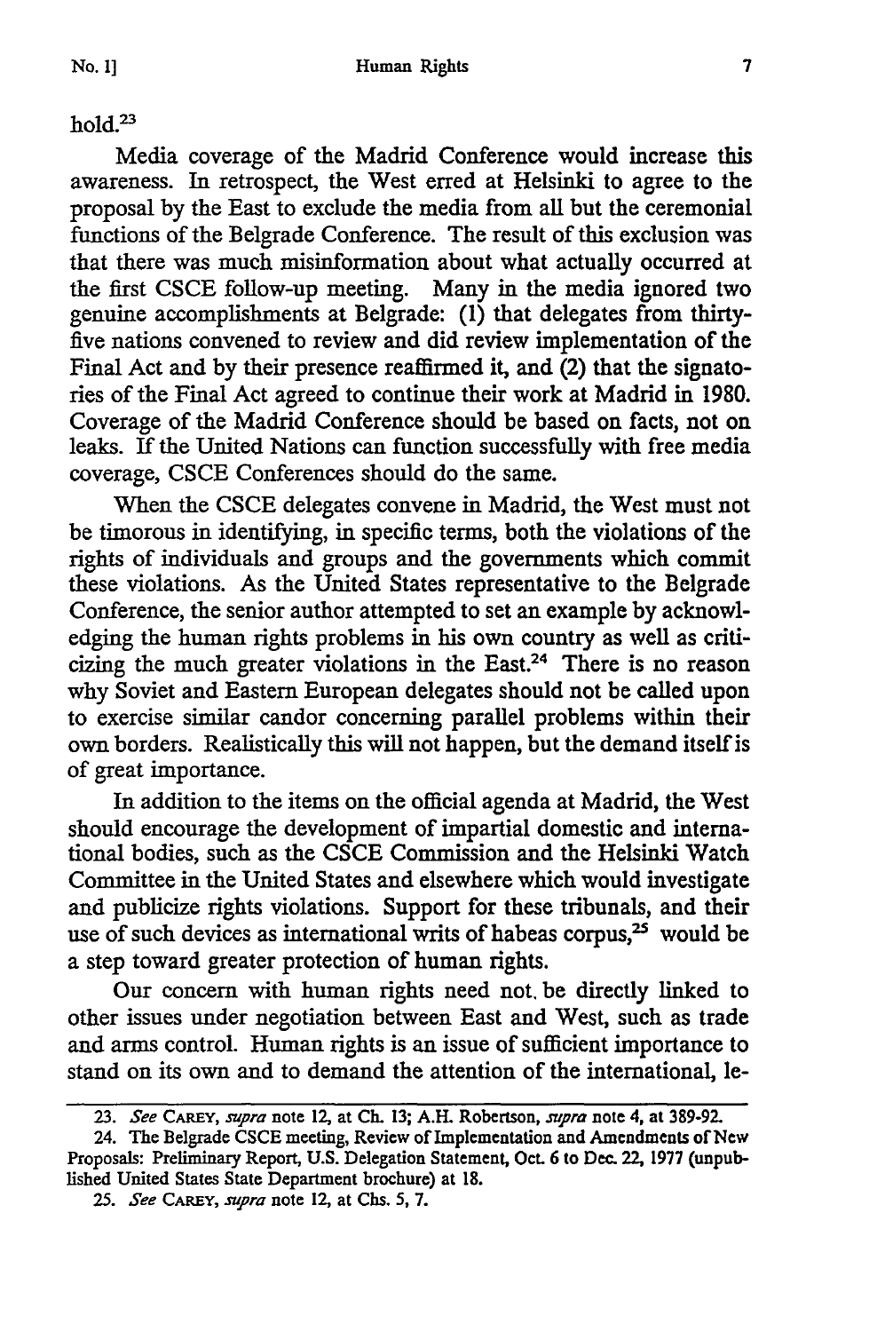hold.[23]

Media coverage of the Madrid Conference would increase this awareness. In retrospect, the West erred at Helsinki to agree to the proposal by the East to exclude the media from all but the ceremonial functions of the Belgrade Conference. The result of this exclusion was that there was much misinformation about what actually occurred at the first CSCE follow-up meeting. Many in the media ignored two genuine accomplishments at Belgrade: (1) that delegates from thirty-five nations convened to review and did review implementation of the Final Act and by their presence reaffirmed it, and (2) that the signatories of the Final Act agreed to continue their work at Madrid in 1980. Coverage of the Madrid Conference should be based on facts, not on leaks. If the United Nations can function successfully with free media coverage, CSCE Conferences should do the same.

When the CSCE delegates convene in Madrid, the West must not be timorous in identifying, in specific terms, both the violations of the rights of individuals and groups and the governments which commit these violations. As the United States representative to the Belgrade Conference, the senior author attempted to set an example by acknowledging the human rights problems in his own country as well as criticizing the much greater violations in the East.[24] There is no reason why Soviet and Eastern European delegates should not be called upon to exercise similar candor concerning parallel problems within their own borders. Realistically this will not happen, but the demand itself is of great importance.

In addition to the items on the official agenda at Madrid, the West should encourage the development of impartial domestic and international bodies, such as the CSCE Commission and the Helsinki Watch Committee in the United States and elsewhere which would investigate and publicize rights violations. Support for these tribunals, and their use of such devices as international writs of habeas corpus,[25] would be a step toward greater protection of human rights.

Our concern with human rights need not be directly linked to other issues under negotiation between East and West, such as trade and arms control. Human rights is an issue of sufficient importance to stand on its own and to demand the attention of the international, le-

---

23. *See* CAREY, *supra* note 12, at Ch. 13; A.H. Robertson, *supra* note 4, at 389-92.

24. The Belgrade CSCE meeting, Review of Implementation and Amendments of New Proposals: Preliminary Report, U.S. Delegation Statement, Oct. 6 to Dec. 22, 1977 (unpublished United States State Department brochure) at 18.

25. *See* CAREY, *supra* note 12, at Chs. 5, 7.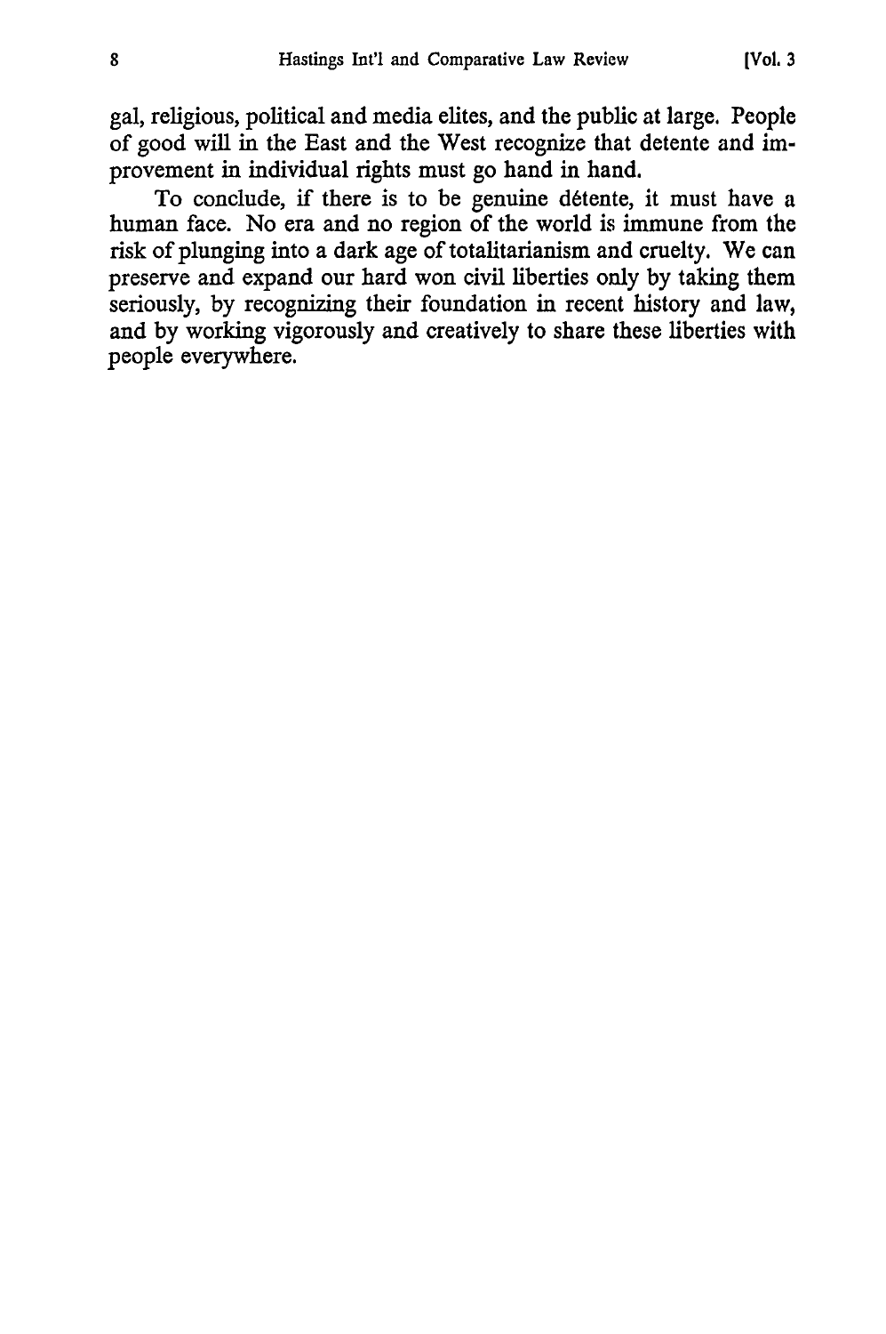gal, religious, political and media elites, and the public at large. People of good will in the East and the West recognize that detente and improvement in individual rights must go hand in hand.

To conclude, if there is to be genuine détente, it must have a human face. No era and no region of the world is immune from the risk of plunging into a dark age of totalitarianism and cruelty. We can preserve and expand our hard won civil liberties only by taking them seriously, by recognizing their foundation in recent history and law, and by working vigorously and creatively to share these liberties with people everywhere.